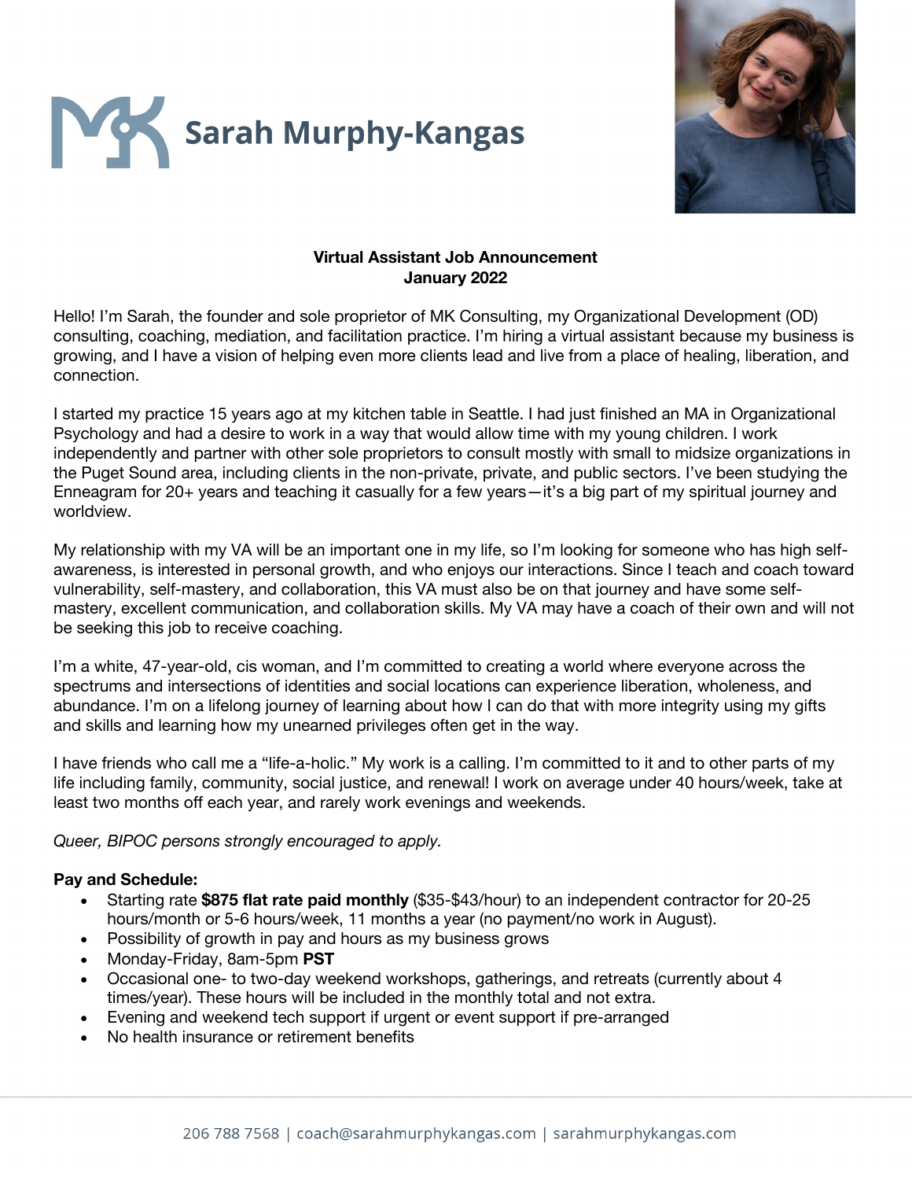# Sarah Murphy-Kangas

**Virtual Assistant Job Announcement**
**January 2022**

Hello! I'm Sarah, the founder and sole proprietor of MK Consulting, my Organizational Development (OD) consulting, coaching, mediation, and facilitation practice. I'm hiring a virtual assistant because my business is growing, and I have a vision of helping even more clients lead and live from a place of healing, liberation, and connection.

I started my practice 15 years ago at my kitchen table in Seattle. I had just finished an MA in Organizational Psychology and had a desire to work in a way that would allow time with my young children. I work independently and partner with other sole proprietors to consult mostly with small to midsize organizations in the Puget Sound area, including clients in the non-private, private, and public sectors. I've been studying the Enneagram for 20+ years and teaching it casually for a few years—it's a big part of my spiritual journey and worldview.

My relationship with my VA will be an important one in my life, so I'm looking for someone who has high self-awareness, is interested in personal growth, and who enjoys our interactions. Since I teach and coach toward vulnerability, self-mastery, and collaboration, this VA must also be on that journey and have some self-mastery, excellent communication, and collaboration skills. My VA may have a coach of their own and will not be seeking this job to receive coaching.

I'm a white, 47-year-old, cis woman, and I'm committed to creating a world where everyone across the spectrums and intersections of identities and social locations can experience liberation, wholeness, and abundance. I'm on a lifelong journey of learning about how I can do that with more integrity using my gifts and skills and learning how my unearned privileges often get in the way.

I have friends who call me a "life-a-holic." My work is a calling. I'm committed to it and to other parts of my life including family, community, social justice, and renewal! I work on average under 40 hours/week, take at least two months off each year, and rarely work evenings and weekends.

*Queer, BIPOC persons strongly encouraged to apply.*

**Pay and Schedule:**

- Starting rate **$875 flat rate paid monthly** ($35-$43/hour) to an independent contractor for 20-25 hours/month or 5-6 hours/week, 11 months a year (no payment/no work in August).
- Possibility of growth in pay and hours as my business grows
- Monday-Friday, 8am-5pm **PST**
- Occasional one- to two-day weekend workshops, gatherings, and retreats (currently about 4 times/year). These hours will be included in the monthly total and not extra.
- Evening and weekend tech support if urgent or event support if pre-arranged
- No health insurance or retirement benefits

206 788 7568 | coach@sarahmurphykangas.com | sarahmurphykangas.com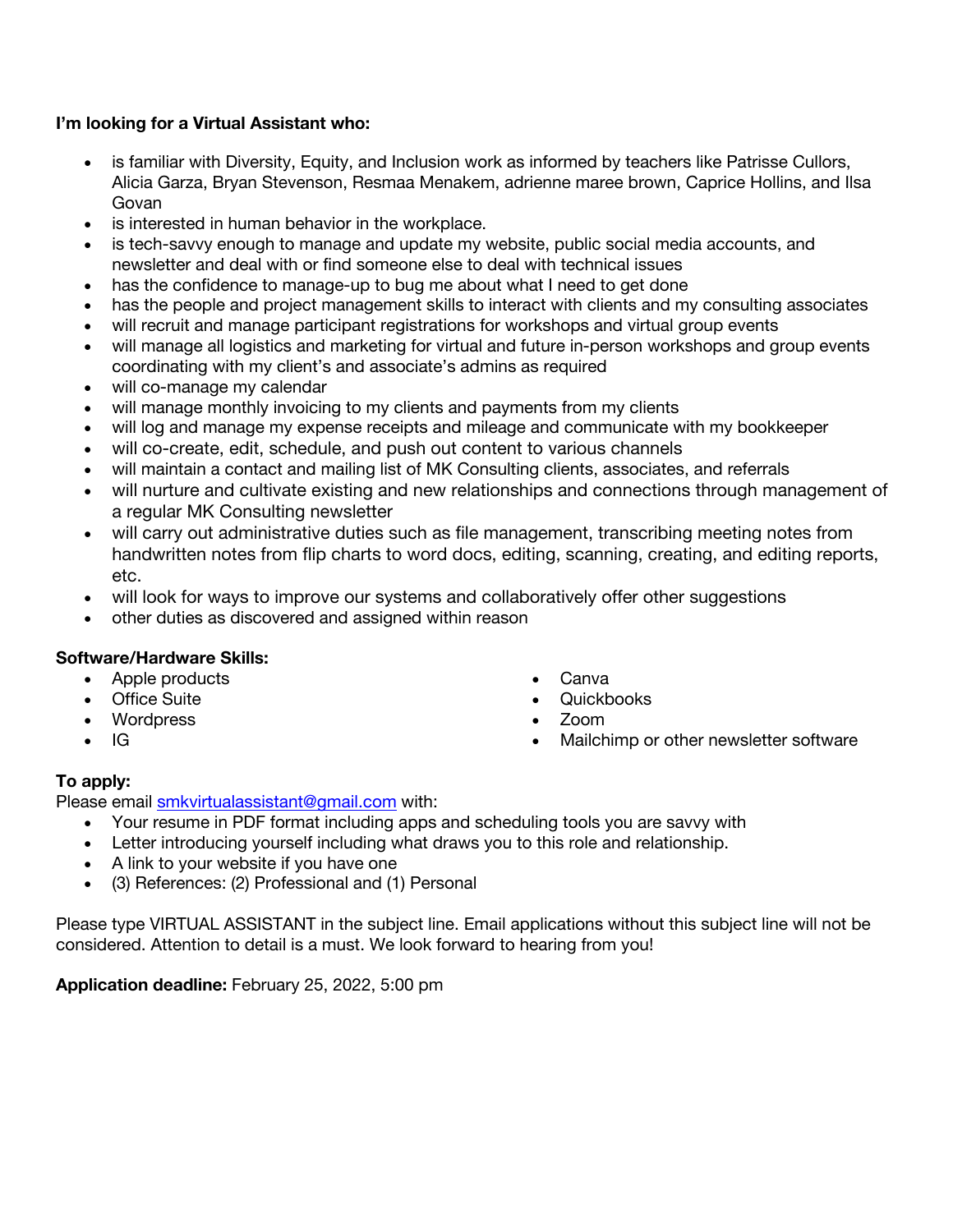**I'm looking for a Virtual Assistant who:**

- is familiar with Diversity, Equity, and Inclusion work as informed by teachers like Patrisse Cullors, Alicia Garza, Bryan Stevenson, Resmaa Menakem, adrienne maree brown, Caprice Hollins, and Ilsa Govan
- is interested in human behavior in the workplace.
- is tech-savvy enough to manage and update my website, public social media accounts, and newsletter and deal with or find someone else to deal with technical issues
- has the confidence to manage-up to bug me about what I need to get done
- has the people and project management skills to interact with clients and my consulting associates
- will recruit and manage participant registrations for workshops and virtual group events
- will manage all logistics and marketing for virtual and future in-person workshops and group events coordinating with my client's and associate's admins as required
- will co-manage my calendar
- will manage monthly invoicing to my clients and payments from my clients
- will log and manage my expense receipts and mileage and communicate with my bookkeeper
- will co-create, edit, schedule, and push out content to various channels
- will maintain a contact and mailing list of MK Consulting clients, associates, and referrals
- will nurture and cultivate existing and new relationships and connections through management of a regular MK Consulting newsletter
- will carry out administrative duties such as file management, transcribing meeting notes from handwritten notes from flip charts to word docs, editing, scanning, creating, and editing reports, etc.
- will look for ways to improve our systems and collaboratively offer other suggestions
- other duties as discovered and assigned within reason

**Software/Hardware Skills:**

- Apple products
- Office Suite
- Wordpress
- IG
- Canva
- Quickbooks
- Zoom
- Mailchimp or other newsletter software

**To apply:**

Please email smkvirtualassistant@gmail.com with:

- Your resume in PDF format including apps and scheduling tools you are savvy with
- Letter introducing yourself including what draws you to this role and relationship.
- A link to your website if you have one
- (3) References: (2) Professional and (1) Personal

Please type VIRTUAL ASSISTANT in the subject line. Email applications without this subject line will not be considered. Attention to detail is a must. We look forward to hearing from you!

**Application deadline:** February 25, 2022, 5:00 pm